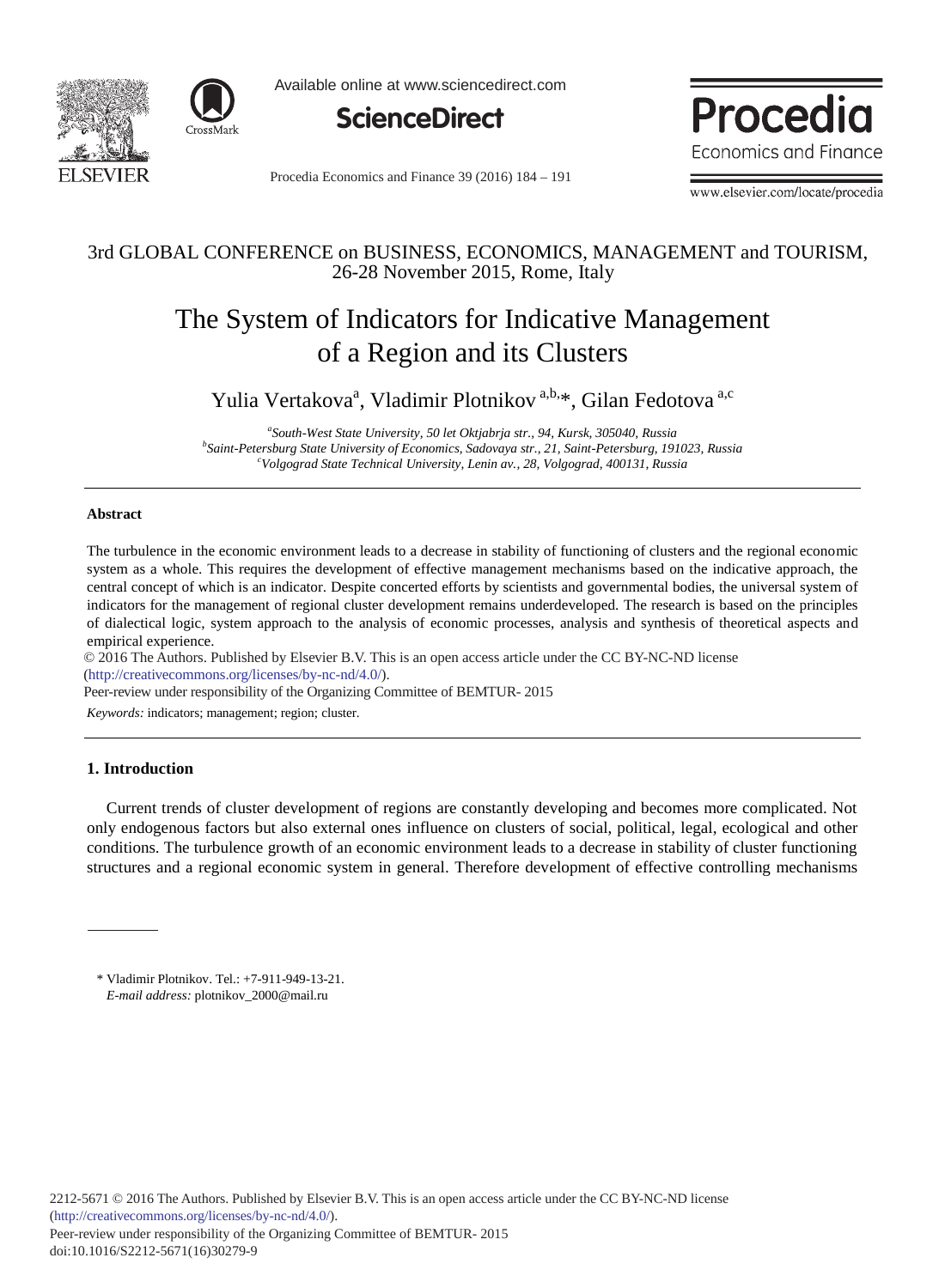3rd GLOBAL CONFERENCE on BUSINESS, ECONOMICS, MANAGEMENT and TOURISM, 26-28 November 2015, Rome, Italy

# The System of Indicators for Indicative Management of a Region and its Clusters

Yulia Vertakova[a], Vladimir Plotnikov [a,b,*], Gilan Fedotova [a,c]

[a] *South-West State University, 50 let Oktjabrja str., 94, Kursk, 305040, Russia*
[b] *Saint-Petersburg State University of Economics, Sadovaya str., 21, Saint-Petersburg, 191023, Russia*
[c] *Volgograd State Technical University, Lenin av., 28, Volgograd, 400131, Russia*

---

**Abstract**

The turbulence in the economic environment leads to a decrease in stability of functioning of clusters and the regional economic system as a whole. This requires the development of effective management mechanisms based on the indicative approach, the central concept of which is an indicator. Despite concerted efforts by scientists and governmental bodies, the universal system of indicators for the management of regional cluster development remains underdeveloped. The research is based on the principles of dialectical logic, system approach to the analysis of economic processes, analysis and synthesis of theoretical aspects and empirical experience.

© 2016 The Authors. Published by Elsevier B.V. This is an open access article under the CC BY-NC-ND license (http://creativecommons.org/licenses/by-nc-nd/4.0/).

Peer-review under responsibility of the Organizing Committee of BEMTUR- 2015

*Keywords:* indicators; management; region; cluster.

---

## 1. Introduction

Current trends of cluster development of regions are constantly developing and becomes more complicated. Not only endogenous factors but also external ones influence on clusters of social, political, legal, ecological and other conditions. The turbulence growth of an economic environment leads to a decrease in stability of cluster functioning structures and a regional economic system in general. Therefore development of effective controlling mechanisms

---

\* Vladimir Plotnikov. Tel.: +7-911-949-13-21.
*E-mail address:* plotnikov_2000@mail.ru

2212-5671 © 2016 The Authors. Published by Elsevier B.V. This is an open access article under the CC BY-NC-ND license (http://creativecommons.org/licenses/by-nc-nd/4.0/).
Peer-review under responsibility of the Organizing Committee of BEMTUR- 2015
doi:10.1016/S2212-5671(16)30279-9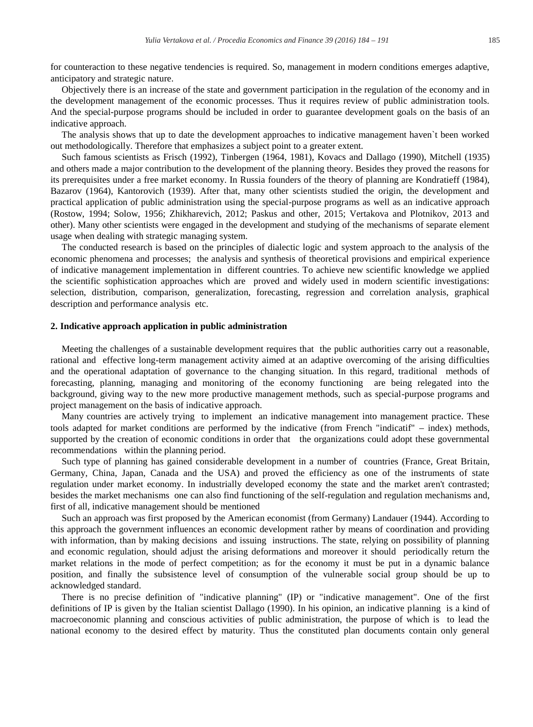for counteraction to these negative tendencies is required. So, management in modern conditions emerges adaptive, anticipatory and strategic nature.

Objectively there is an increase of the state and government participation in the regulation of the economy and in the development management of the economic processes. Thus it requires review of public administration tools. And the special-purpose programs should be included in order to guarantee development goals on the basis of an indicative approach.

The analysis shows that up to date the development approaches to indicative management haven`t been worked out methodologically. Therefore that emphasizes a subject point to a greater extent.

Such famous scientists as Frisch (1992), Tinbergen (1964, 1981), Kovacs and Dallago (1990), Mitchell (1935) and others made a major contribution to the development of the planning theory. Besides they proved the reasons for its prerequisites under a free market economy. In Russia founders of the theory of planning are Kondratieff (1984), Bazarov (1964), Kantorovich (1939). After that, many other scientists studied the origin, the development and practical application of public administration using the special-purpose programs as well as an indicative approach (Rostow, 1994; Solow, 1956; Zhikharevich, 2012; Paskus and other, 2015; Vertakova and Plotnikov, 2013 and other). Many other scientists were engaged in the development and studying of the mechanisms of separate element usage when dealing with strategic managing system.

The conducted research is based on the principles of dialectic logic and system approach to the analysis of the economic phenomena and processes; the analysis and synthesis of theoretical provisions and empirical experience of indicative management implementation in different countries. To achieve new scientific knowledge we applied the scientific sophistication approaches which are proved and widely used in modern scientific investigations: selection, distribution, comparison, generalization, forecasting, regression and correlation analysis, graphical description and performance analysis etc.

## 2. Indicative approach application in public administration

Meeting the challenges of a sustainable development requires that the public authorities carry out a reasonable, rational and effective long-term management activity aimed at an adaptive overcoming of the arising difficulties and the operational adaptation of governance to the changing situation. In this regard, traditional methods of forecasting, planning, managing and monitoring of the economy functioning are being relegated into the background, giving way to the new more productive management methods, such as special-purpose programs and project management on the basis of indicative approach.

Many countries are actively trying to implement an indicative management into management practice. These tools adapted for market conditions are performed by the indicative (from French "indicatif" – index) methods, supported by the creation of economic conditions in order that the organizations could adopt these governmental recommendations within the planning period.

Such type of planning has gained considerable development in a number of countries (France, Great Britain, Germany, China, Japan, Canada and the USA) and proved the efficiency as one of the instruments of state regulation under market economy. In industrially developed economy the state and the market aren't contrasted; besides the market mechanisms one can also find functioning of the self-regulation and regulation mechanisms and, first of all, indicative management should be mentioned

Such an approach was first proposed by the American economist (from Germany) Landauer (1944). According to this approach the government influences an economic development rather by means of coordination and providing with information, than by making decisions and issuing instructions. The state, relying on possibility of planning and economic regulation, should adjust the arising deformations and moreover it should periodically return the market relations in the mode of perfect competition; as for the economy it must be put in a dynamic balance position, and finally the subsistence level of consumption of the vulnerable social group should be up to acknowledged standard.

There is no precise definition of "indicative planning" (IP) or "indicative management". One of the first definitions of IP is given by the Italian scientist Dallago (1990). In his opinion, an indicative planning is a kind of macroeconomic planning and conscious activities of public administration, the purpose of which is to lead the national economy to the desired effect by maturity. Thus the constituted plan documents contain only general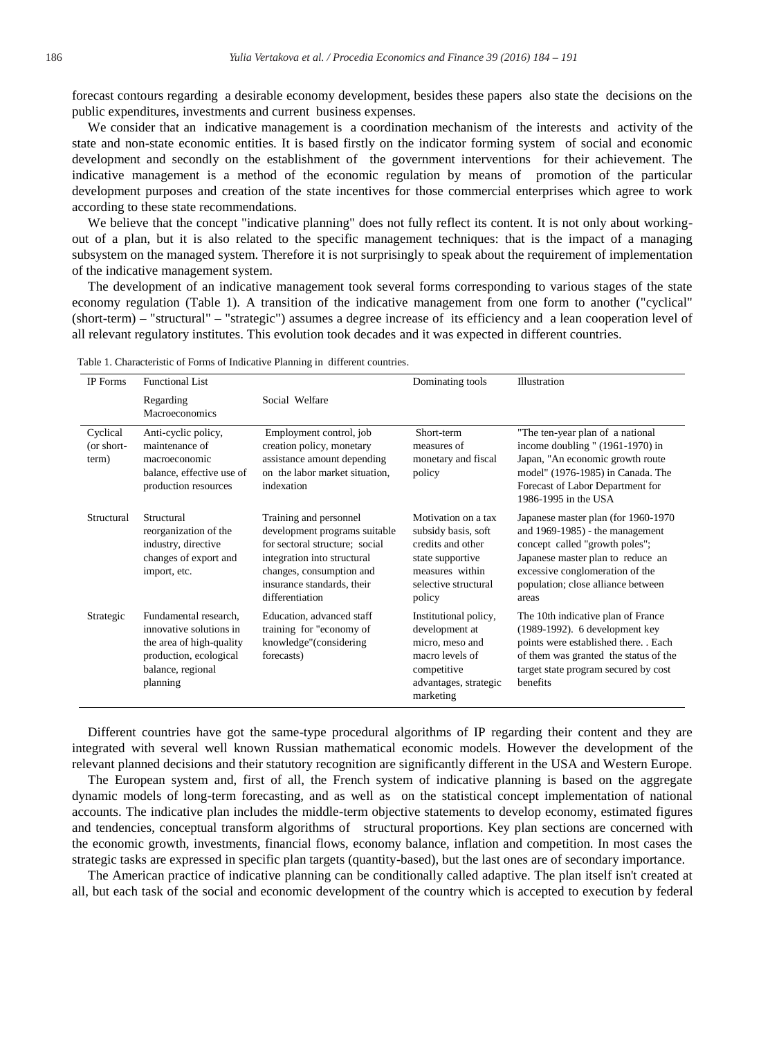forecast contours regarding a desirable economy development, besides these papers also state the decisions on the public expenditures, investments and current business expenses.

We consider that an indicative management is a coordination mechanism of the interests and activity of the state and non-state economic entities. It is based firstly on the indicator forming system of social and economic development and secondly on the establishment of the government interventions for their achievement. The indicative management is a method of the economic regulation by means of promotion of the particular development purposes and creation of the state incentives for those commercial enterprises which agree to work according to these state recommendations.

We believe that the concept "indicative planning" does not fully reflect its content. It is not only about working-out of a plan, but it is also related to the specific management techniques: that is the impact of a managing subsystem on the managed system. Therefore it is not surprisingly to speak about the requirement of implementation of the indicative management system.

The development of an indicative management took several forms corresponding to various stages of the state economy regulation (Table 1). A transition of the indicative management from one form to another ("cyclical" (short-term) – "structural" – "strategic") assumes a degree increase of its efficiency and a lean cooperation level of all relevant regulatory institutes. This evolution took decades and it was expected in different countries.

Table 1. Characteristic of Forms of Indicative Planning in different countries.

| IP Forms | Functional List | | Dominating tools | Illustration |
|---|---|---|---|---|
| | Regarding Macroeconomics | Social Welfare | | |
| Cyclical (or short-term) | Anti-cyclic policy, maintenance of macroeconomic balance, effective use of production resources | Employment control, job creation policy, monetary assistance amount depending on the labor market situation, indexation | Short-term measures of monetary and fiscal policy | "The ten-year plan of a national income doubling " (1961-1970) in Japan, "An economic growth route model" (1976-1985) in Canada. The Forecast of Labor Department for 1986-1995 in the USA |
| Structural | Structural reorganization of the industry, directive changes of export and import, etc. | Training and personnel development programs suitable for sectoral structure; social integration into structural changes, consumption and insurance standards, their differentiation | Motivation on a tax subsidy basis, soft credits and other state supportive measures within selective structural policy | Japanese master plan (for 1960-1970 and 1969-1985) - the management concept called "growth poles"; Japanese master plan to reduce an excessive conglomeration of the population; close alliance between areas |
| Strategic | Fundamental research, innovative solutions in the area of high-quality production, ecological balance, regional planning | Education, advanced staff training for "economy of knowledge"(considering forecasts) | Institutional policy, development at micro, meso and macro levels of competitive advantages, strategic marketing | The 10th indicative plan of France (1989-1992). 6 development key points were established there. . Each of them was granted the status of the target state program secured by cost benefits |

Different countries have got the same-type procedural algorithms of IP regarding their content and they are integrated with several well known Russian mathematical economic models. However the development of the relevant planned decisions and their statutory recognition are significantly different in the USA and Western Europe.

The European system and, first of all, the French system of indicative planning is based on the aggregate dynamic models of long-term forecasting, and as well as on the statistical concept implementation of national accounts. The indicative plan includes the middle-term objective statements to develop economy, estimated figures and tendencies, conceptual transform algorithms of structural proportions. Key plan sections are concerned with the economic growth, investments, financial flows, economy balance, inflation and competition. In most cases the strategic tasks are expressed in specific plan targets (quantity-based), but the last ones are of secondary importance.

The American practice of indicative planning can be conditionally called adaptive. The plan itself isn't created at all, but each task of the social and economic development of the country which is accepted to execution by federal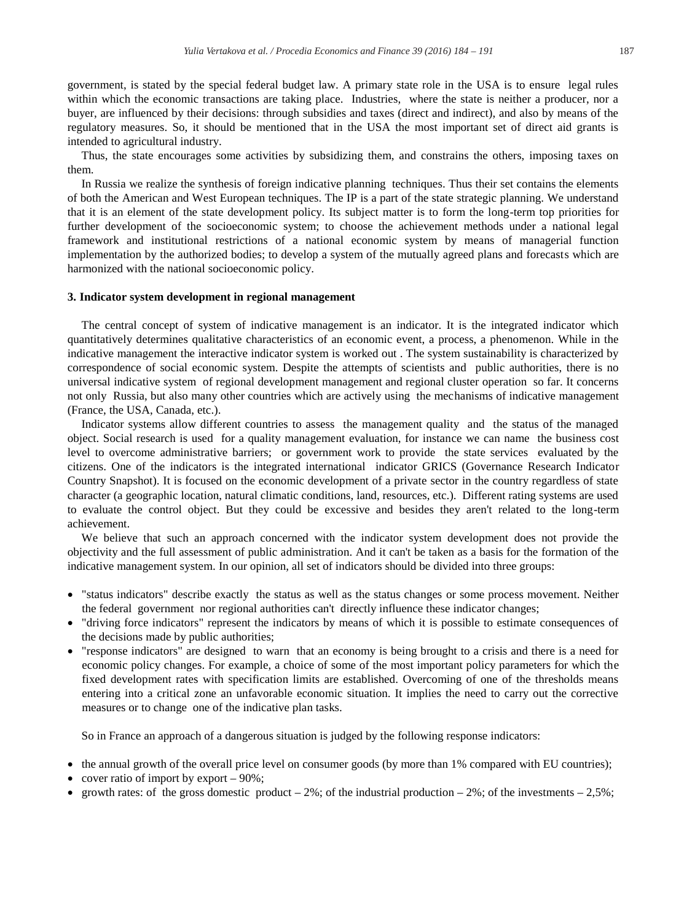government, is stated by the special federal budget law. A primary state role in the USA is to ensure legal rules within which the economic transactions are taking place. Industries, where the state is neither a producer, nor a buyer, are influenced by their decisions: through subsidies and taxes (direct and indirect), and also by means of the regulatory measures. So, it should be mentioned that in the USA the most important set of direct aid grants is intended to agricultural industry.

Thus, the state encourages some activities by subsidizing them, and constrains the others, imposing taxes on them.

In Russia we realize the synthesis of foreign indicative planning techniques. Thus their set contains the elements of both the American and West European techniques. The IP is a part of the state strategic planning. We understand that it is an element of the state development policy. Its subject matter is to form the long-term top priorities for further development of the socioeconomic system; to choose the achievement methods under a national legal framework and institutional restrictions of a national economic system by means of managerial function implementation by the authorized bodies; to develop a system of the mutually agreed plans and forecasts which are harmonized with the national socioeconomic policy.

### 3. Indicator system development in regional management

The central concept of system of indicative management is an indicator. It is the integrated indicator which quantitatively determines qualitative characteristics of an economic event, a process, a phenomenon. While in the indicative management the interactive indicator system is worked out . The system sustainability is characterized by correspondence of social economic system. Despite the attempts of scientists and public authorities, there is no universal indicative system of regional development management and regional cluster operation so far. It concerns not only Russia, but also many other countries which are actively using the mechanisms of indicative management (France, the USA, Canada, etc.).

Indicator systems allow different countries to assess the management quality and the status of the managed object. Social research is used for a quality management evaluation, for instance we can name the business cost level to overcome administrative barriers; or government work to provide the state services evaluated by the citizens. One of the indicators is the integrated international indicator GRICS (Governance Research Indicator Country Snapshot). It is focused on the economic development of a private sector in the country regardless of state character (a geographic location, natural climatic conditions, land, resources, etc.). Different rating systems are used to evaluate the control object. But they could be excessive and besides they aren't related to the long-term achievement.

We believe that such an approach concerned with the indicator system development does not provide the objectivity and the full assessment of public administration. And it can't be taken as a basis for the formation of the indicative management system. In our opinion, all set of indicators should be divided into three groups:

- "status indicators" describe exactly the status as well as the status changes or some process movement. Neither the federal government nor regional authorities can't directly influence these indicator changes;
- "driving force indicators" represent the indicators by means of which it is possible to estimate consequences of the decisions made by public authorities;
- "response indicators" are designed to warn that an economy is being brought to a crisis and there is a need for economic policy changes. For example, a choice of some of the most important policy parameters for which the fixed development rates with specification limits are established. Overcoming of one of the thresholds means entering into a critical zone an unfavorable economic situation. It implies the need to carry out the corrective measures or to change one of the indicative plan tasks.

So in France an approach of a dangerous situation is judged by the following response indicators:

- the annual growth of the overall price level on consumer goods (by more than 1% compared with EU countries);
- cover ratio of import by export – 90%;
- growth rates: of the gross domestic product – 2%; of the industrial production – 2%; of the investments – 2,5%;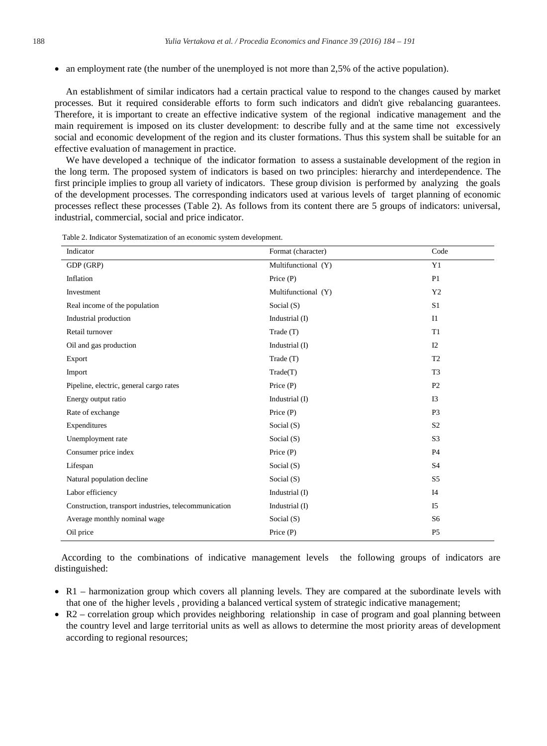- an employment rate (the number of the unemployed is not more than 2,5% of the active population).

An establishment of similar indicators had a certain practical value to respond to the changes caused by market processes. But it required considerable efforts to form such indicators and didn't give rebalancing guarantees. Therefore, it is important to create an effective indicative system of the regional indicative management and the main requirement is imposed on its cluster development: to describe fully and at the same time not excessively social and economic development of the region and its cluster formations. Thus this system shall be suitable for an effective evaluation of management in practice.

We have developed a technique of the indicator formation to assess a sustainable development of the region in the long term. The proposed system of indicators is based on two principles: hierarchy and interdependence. The first principle implies to group all variety of indicators. These group division is performed by analyzing the goals of the development processes. The corresponding indicators used at various levels of target planning of economic processes reflect these processes (Table 2). As follows from its content there are 5 groups of indicators: universal, industrial, commercial, social and price indicator.

Table 2. Indicator Systematization of an economic system development.

| Indicator | Format (character) | Code |
|---|---|---|
| GDP (GRP) | Multifunctional (Y) | Y1 |
| Inflation | Price (P) | P1 |
| Investment | Multifunctional (Y) | Y2 |
| Real income of the population | Social (S) | S1 |
| Industrial production | Industrial (I) | I1 |
| Retail turnover | Trade (T) | T1 |
| Oil and gas production | Industrial (I) | I2 |
| Export | Trade (T) | T2 |
| Import | Trade(T) | T3 |
| Pipeline, electric, general cargo rates | Price (P) | P2 |
| Energy output ratio | Industrial (I) | I3 |
| Rate of exchange | Price (P) | P3 |
| Expenditures | Social (S) | S2 |
| Unemployment rate | Social (S) | S3 |
| Consumer price index | Price (P) | P4 |
| Lifespan | Social (S) | S4 |
| Natural population decline | Social (S) | S5 |
| Labor efficiency | Industrial (I) | I4 |
| Construction, transport industries, telecommunication | Industrial (I) | I5 |
| Average monthly nominal wage | Social (S) | S6 |
| Oil price | Price (P) | P5 |

According to the combinations of indicative management levels the following groups of indicators are distinguished:

- R1 – harmonization group which covers all planning levels. They are compared at the subordinate levels with that one of the higher levels , providing a balanced vertical system of strategic indicative management;
- R2 – correlation group which provides neighboring relationship in case of program and goal planning between the country level and large territorial units as well as allows to determine the most priority areas of development according to regional resources;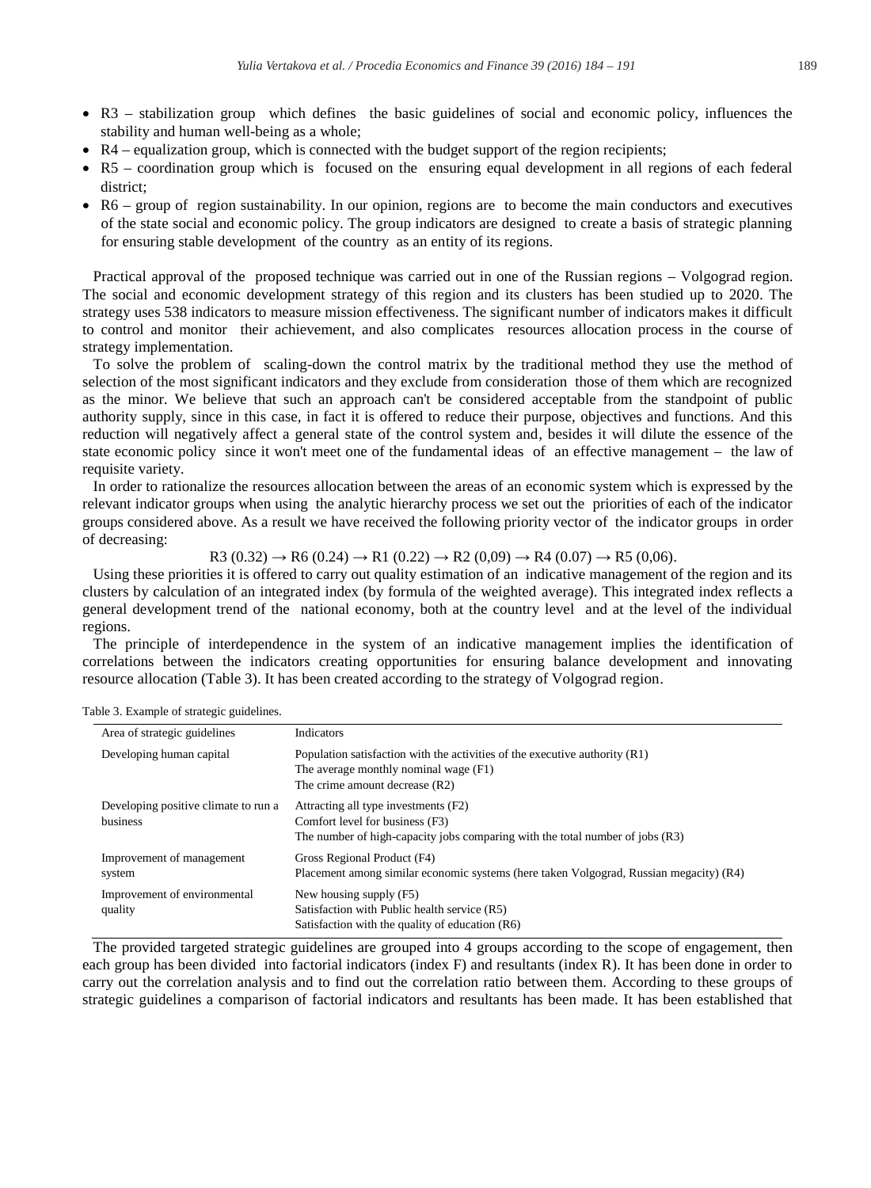- R3 – stabilization group which defines the basic guidelines of social and economic policy, influences the stability and human well-being as a whole;
- R4 – equalization group, which is connected with the budget support of the region recipients;
- R5 – coordination group which is focused on the ensuring equal development in all regions of each federal district;
- R6 – group of region sustainability. In our opinion, regions are to become the main conductors and executives of the state social and economic policy. The group indicators are designed to create a basis of strategic planning for ensuring stable development of the country as an entity of its regions.

Practical approval of the proposed technique was carried out in one of the Russian regions – Volgograd region. The social and economic development strategy of this region and its clusters has been studied up to 2020. The strategy uses 538 indicators to measure mission effectiveness. The significant number of indicators makes it difficult to control and monitor their achievement, and also complicates resources allocation process in the course of strategy implementation.

To solve the problem of scaling-down the control matrix by the traditional method they use the method of selection of the most significant indicators and they exclude from consideration those of them which are recognized as the minor. We believe that such an approach can't be considered acceptable from the standpoint of public authority supply, since in this case, in fact it is offered to reduce their purpose, objectives and functions. And this reduction will negatively affect a general state of the control system and, besides it will dilute the essence of the state economic policy since it won't meet one of the fundamental ideas of an effective management – the law of requisite variety.

In order to rationalize the resources allocation between the areas of an economic system which is expressed by the relevant indicator groups when using the analytic hierarchy process we set out the priorities of each of the indicator groups considered above. As a result we have received the following priority vector of the indicator groups in order of decreasing:

$$R3\ (0.32) \rightarrow R6\ (0.24) \rightarrow R1\ (0.22) \rightarrow R2\ (0{,}09) \rightarrow R4\ (0.07) \rightarrow R5\ (0{,}06).$$

Using these priorities it is offered to carry out quality estimation of an indicative management of the region and its clusters by calculation of an integrated index (by formula of the weighted average). This integrated index reflects a general development trend of the national economy, both at the country level and at the level of the individual regions.

The principle of interdependence in the system of an indicative management implies the identification of correlations between the indicators creating opportunities for ensuring balance development and innovating resource allocation (Table 3). It has been created according to the strategy of Volgograd region.

Table 3. Example of strategic guidelines.

| Area of strategic guidelines | Indicators |
|---|---|
| Developing human capital | Population satisfaction with the activities of the executive authority (R1)<br>The average monthly nominal wage (F1)<br>The crime amount decrease (R2) |
| Developing positive climate to run a business | Attracting all type investments (F2)<br>Comfort level for business (F3)<br>The number of high-capacity jobs comparing with the total number of jobs (R3) |
| Improvement of management system | Gross Regional Product (F4)<br>Placement among similar economic systems (here taken Volgograd, Russian megacity) (R4) |
| Improvement of environmental quality | New housing supply (F5)<br>Satisfaction with Public health service (R5)<br>Satisfaction with the quality of education (R6) |

The provided targeted strategic guidelines are grouped into 4 groups according to the scope of engagement, then each group has been divided into factorial indicators (index F) and resultants (index R). It has been done in order to carry out the correlation analysis and to find out the correlation ratio between them. According to these groups of strategic guidelines a comparison of factorial indicators and resultants has been made. It has been established that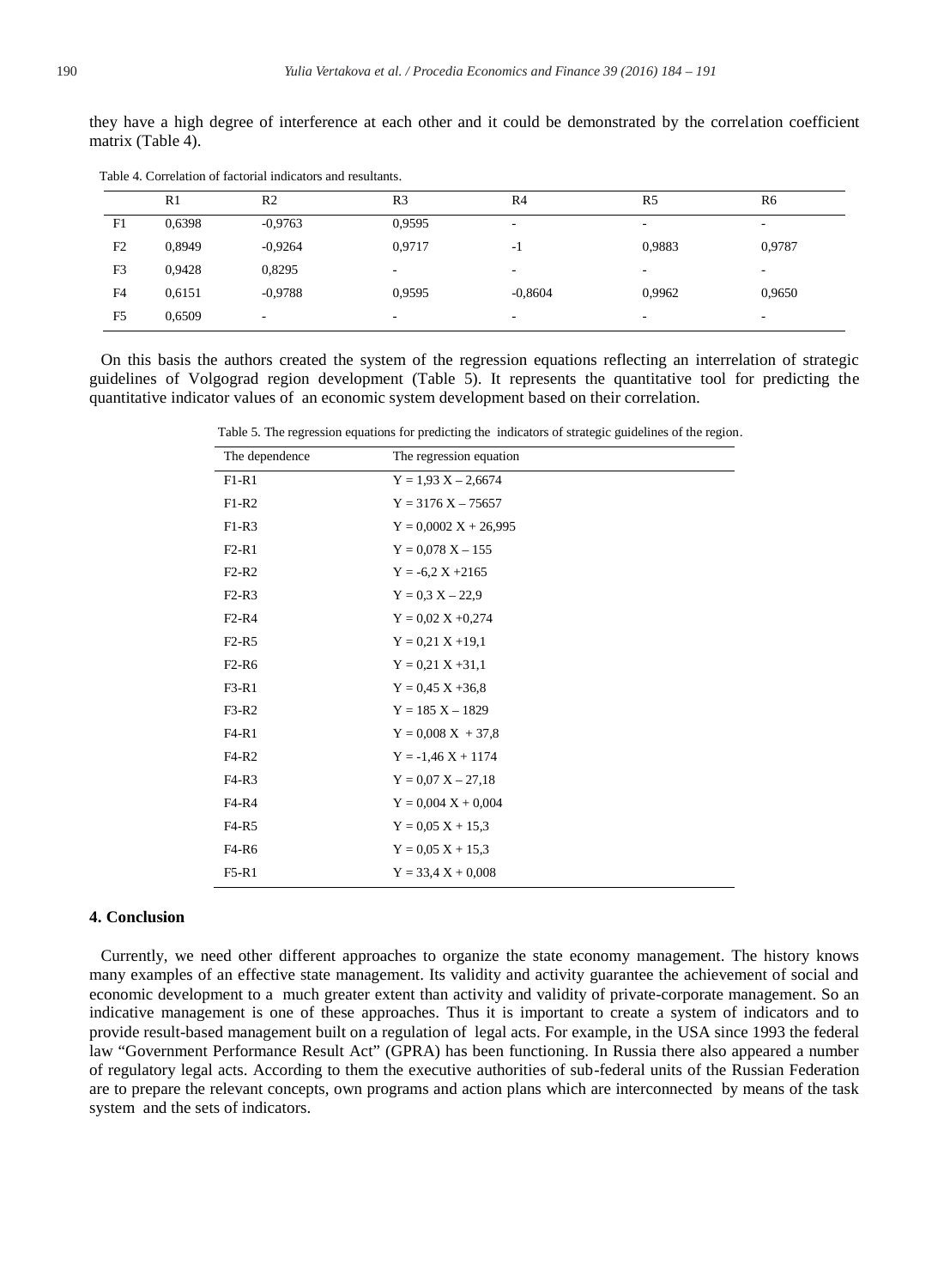they have a high degree of interference at each other and it could be demonstrated by the correlation coefficient matrix (Table 4).

Table 4. Correlation of factorial indicators and resultants.

| | R1 | R2 | R3 | R4 | R5 | R6 |
|---|---|---|---|---|---|---|
| F1 | 0,6398 | -0,9763 | 0,9595 | - | - | - |
| F2 | 0,8949 | -0,9264 | 0,9717 | -1 | 0,9883 | 0,9787 |
| F3 | 0,9428 | 0,8295 | - | - | - | - |
| F4 | 0,6151 | -0,9788 | 0,9595 | -0,8604 | 0,9962 | 0,9650 |
| F5 | 0,6509 | - | - | - | - | - |

On this basis the authors created the system of the regression equations reflecting an interrelation of strategic guidelines of Volgograd region development (Table 5). It represents the quantitative tool for predicting the quantitative indicator values of an economic system development based on their correlation.

Table 5. The regression equations for predicting the indicators of strategic guidelines of the region.

| The dependence | The regression equation |
|---|---|
| F1-R1 | Y = 1,93 X – 2,6674 |
| F1-R2 | Y = 3176 X – 75657 |
| F1-R3 | Y = 0,0002 X + 26,995 |
| F2-R1 | Y = 0,078 X – 155 |
| F2-R2 | Y = -6,2 X +2165 |
| F2-R3 | Y = 0,3 X – 22,9 |
| F2-R4 | Y = 0,02 X +0,274 |
| F2-R5 | Y = 0,21 X +19,1 |
| F2-R6 | Y = 0,21 X +31,1 |
| F3-R1 | Y = 0,45 X +36,8 |
| F3-R2 | Y = 185 X – 1829 |
| F4-R1 | Y = 0,008 X + 37,8 |
| F4-R2 | Y = -1,46 X + 1174 |
| F4-R3 | Y = 0,07 X – 27,18 |
| F4-R4 | Y = 0,004 X + 0,004 |
| F4-R5 | Y = 0,05 X + 15,3 |
| F4-R6 | Y = 0,05 X + 15,3 |
| F5-R1 | Y = 33,4 X + 0,008 |

## 4. Conclusion

Currently, we need other different approaches to organize the state economy management. The history knows many examples of an effective state management. Its validity and activity guarantee the achievement of social and economic development to a much greater extent than activity and validity of private-corporate management. So an indicative management is one of these approaches. Thus it is important to create a system of indicators and to provide result-based management built on a regulation of legal acts. For example, in the USA since 1993 the federal law "Government Performance Result Act" (GPRA) has been functioning. In Russia there also appeared a number of regulatory legal acts. According to them the executive authorities of sub-federal units of the Russian Federation are to prepare the relevant concepts, own programs and action plans which are interconnected by means of the task system and the sets of indicators.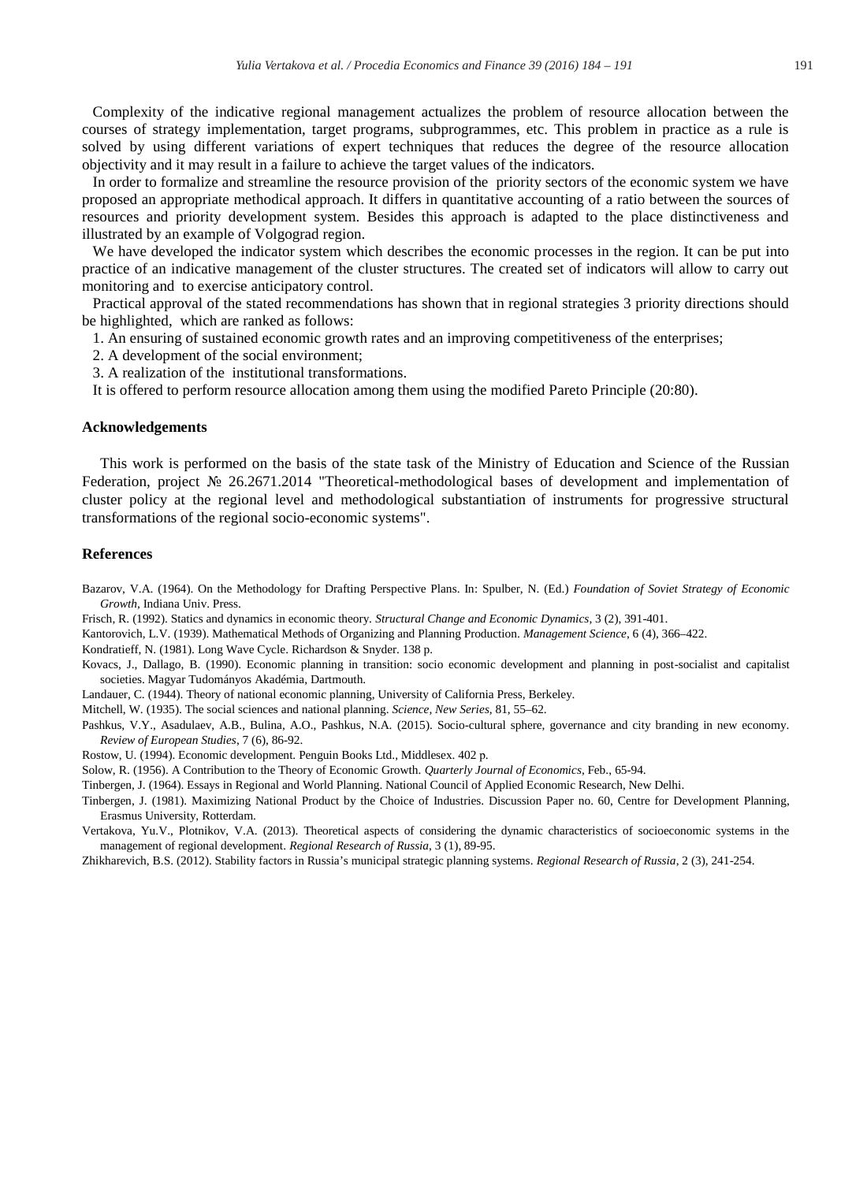Complexity of the indicative regional management actualizes the problem of resource allocation between the courses of strategy implementation, target programs, subprogrammes, etc. This problem in practice as a rule is solved by using different variations of expert techniques that reduces the degree of the resource allocation objectivity and it may result in a failure to achieve the target values of the indicators.

In order to formalize and streamline the resource provision of the priority sectors of the economic system we have proposed an appropriate methodical approach. It differs in quantitative accounting of a ratio between the sources of resources and priority development system. Besides this approach is adapted to the place distinctiveness and illustrated by an example of Volgograd region.

We have developed the indicator system which describes the economic processes in the region. It can be put into practice of an indicative management of the cluster structures. The created set of indicators will allow to carry out monitoring and to exercise anticipatory control.

Practical approval of the stated recommendations has shown that in regional strategies 3 priority directions should be highlighted, which are ranked as follows:

1. An ensuring of sustained economic growth rates and an improving competitiveness of the enterprises;
2. A development of the social environment;
3. A realization of the institutional transformations.

It is offered to perform resource allocation among them using the modified Pareto Principle (20:80).

## Acknowledgements

This work is performed on the basis of the state task of the Ministry of Education and Science of the Russian Federation, project № 26.2671.2014 "Theoretical-methodological bases of development and implementation of cluster policy at the regional level and methodological substantiation of instruments for progressive structural transformations of the regional socio-economic systems".

## References

Bazarov, V.A. (1964). On the Methodology for Drafting Perspective Plans. In: Spulber, N. (Ed.) *Foundation of Soviet Strategy of Economic Growth*, Indiana Univ. Press.

Frisch, R. (1992). Statics and dynamics in economic theory. *Structural Change and Economic Dynamics*, 3 (2), 391-401.

Kantorovich, L.V. (1939). Mathematical Methods of Organizing and Planning Production. *Management Science*, 6 (4), 366–422.

Kondratieff, N. (1981). Long Wave Cycle. Richardson & Snyder. 138 p.

Kovacs, J., Dallago, B. (1990). Economic planning in transition: socio economic development and planning in post-socialist and capitalist societies. Magyar Tudományos Akadémia, Dartmouth.

Landauer, C. (1944). Theory of national economic planning, University of California Press, Berkeley.

Mitchell, W. (1935). The social sciences and national planning. *Science, New Series*, 81, 55–62.

Pashkus, V.Y., Asadulaev, A.B., Bulina, A.O., Pashkus, N.A. (2015). Socio-cultural sphere, governance and city branding in new economy. *Review of European Studies*, 7 (6), 86-92.

Rostow, U. (1994). Economic development. Penguin Books Ltd., Middlesex. 402 p.

Solow, R. (1956). A Contribution to the Theory of Economic Growth. *Quarterly Journal of Economics*, Feb., 65-94.

Tinbergen, J. (1964). Essays in Regional and World Planning. National Council of Applied Economic Research, New Delhi.

Tinbergen, J. (1981). Maximizing National Product by the Choice of Industries. Discussion Paper no. 60, Centre for Development Planning, Erasmus University, Rotterdam.

Vertakova, Yu.V., Plotnikov, V.A. (2013). Theoretical aspects of considering the dynamic characteristics of socioeconomic systems in the management of regional development. *Regional Research of Russia*, 3 (1), 89-95.

Zhikharevich, B.S. (2012). Stability factors in Russia's municipal strategic planning systems. *Regional Research of Russia*, 2 (3), 241-254.